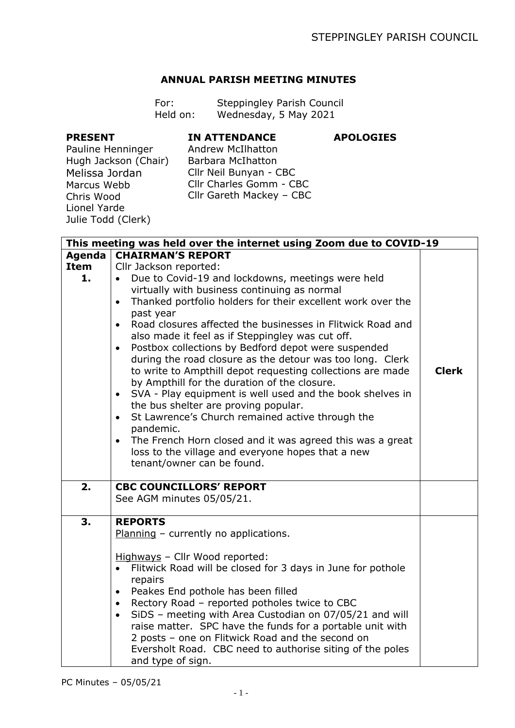## ANNUAL PARISH MEETING MINUTES

For: Steppingley Parish Council
Held on: Wednesday, 5 May 2021

| PRESENT | IN ATTENDANCE | APOLOGIES |
|---|---|---|
| Pauline Henninger | Andrew McIlhatton | |
| Hugh Jackson (Chair) | Barbara McIhatton | |
| Melissa Jordan | Cllr Neil Bunyan - CBC | |
| Marcus Webb | Cllr Charles Gomm - CBC | |
| Chris Wood | Cllr Gareth Mackey – CBC | |
| Lionel Yarde | | |
| Julie Todd (Clerk) | | |

**This meeting was held over the internet using Zoom due to COVID-19**

| Agenda Item | | |
|---|---|---|
| **1.** | **CHAIRMAN'S REPORT**<br>Cllr Jackson reported:<br>• Due to Covid-19 and lockdowns, meetings were held virtually with business continuing as normal<br>• Thanked portfolio holders for their excellent work over the past year<br>• Road closures affected the businesses in Flitwick Road and also made it feel as if Steppingley was cut off.<br>• Postbox collections by Bedford depot were suspended during the road closure as the detour was too long. Clerk to write to Ampthill depot requesting collections are made by Ampthill for the duration of the closure.<br>• SVA - Play equipment is well used and the book shelves in the bus shelter are proving popular.<br>• St Lawrence's Church remained active through the pandemic.<br>• The French Horn closed and it was agreed this was a great loss to the village and everyone hopes that a new tenant/owner can be found. | **Clerk** |
| **2.** | **CBC COUNCILLORS' REPORT**<br>See AGM minutes 05/05/21. | |
| **3.** | **REPORTS**<br>Planning – currently no applications.<br><br>Highways – Cllr Wood reported:<br>• Flitwick Road will be closed for 3 days in June for pothole repairs<br>• Peakes End pothole has been filled<br>• Rectory Road – reported potholes twice to CBC<br>• SiDS – meeting with Area Custodian on 07/05/21 and will raise matter. SPC have the funds for a portable unit with 2 posts – one on Flitwick Road and the second on Eversholt Road. CBC need to authorise siting of the poles and type of sign. | |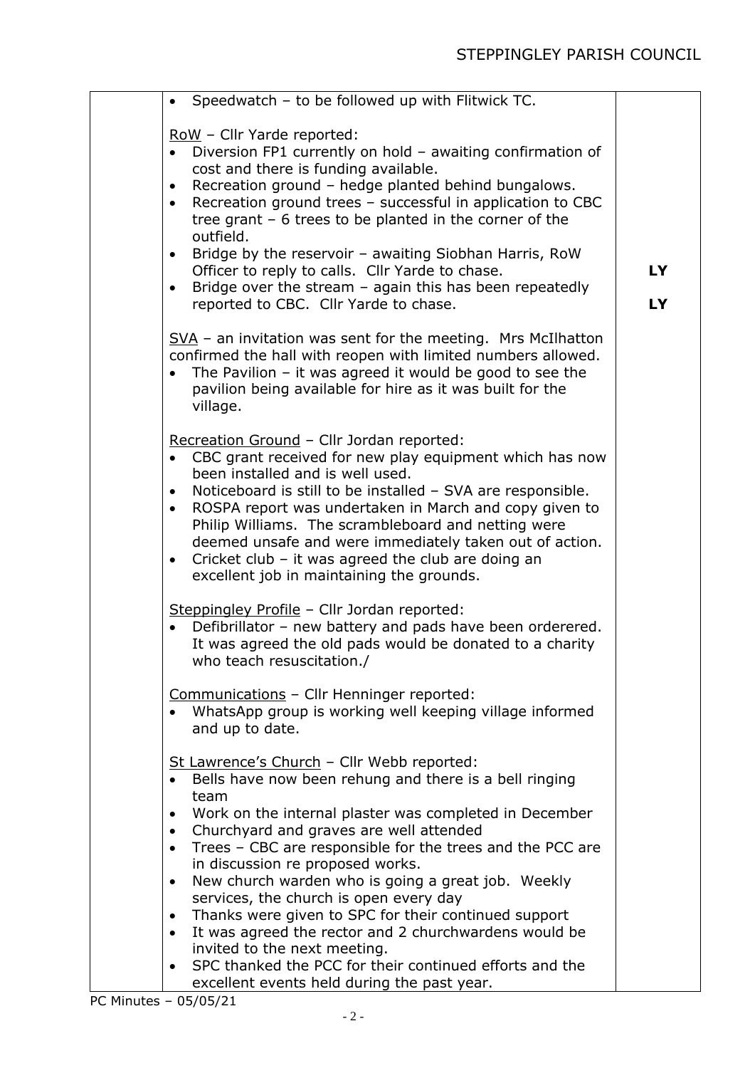| | Content | Action |
|---|---|---|
| | • Speedwatch – to be followed up with Flitwick TC.<br><br><u>RoW</u> – Cllr Yarde reported:<br>• Diversion FP1 currently on hold – awaiting confirmation of cost and there is funding available.<br>• Recreation ground – hedge planted behind bungalows.<br>• Recreation ground trees – successful in application to CBC tree grant – 6 trees to be planted in the corner of the outfield.<br>• Bridge by the reservoir – awaiting Siobhan Harris, RoW Officer to reply to calls. Cllr Yarde to chase.<br>• Bridge over the stream – again this has been repeatedly reported to CBC. Cllr Yarde to chase.<br><br><u>SVA</u> – an invitation was sent for the meeting. Mrs McIlhatton confirmed the hall with reopen with limited numbers allowed.<br>• The Pavilion – it was agreed it would be good to see the pavilion being available for hire as it was built for the village.<br><br><u>Recreation Ground</u> – Cllr Jordan reported:<br>• CBC grant received for new play equipment which has now been installed and is well used.<br>• Noticeboard is still to be installed – SVA are responsible.<br>• ROSPA report was undertaken in March and copy given to Philip Williams. The scrambleboard and netting were deemed unsafe and were immediately taken out of action.<br>• Cricket club – it was agreed the club are doing an excellent job in maintaining the grounds.<br><br><u>Steppingley Profile</u> – Cllr Jordan reported:<br>• Defibrillator – new battery and pads have been orderered. It was agreed the old pads would be donated to a charity who teach resuscitation./<br><br><u>Communications</u> – Cllr Henninger reported:<br>• WhatsApp group is working well keeping village informed and up to date.<br><br><u>St Lawrence's Church</u> – Cllr Webb reported:<br>• Bells have now been rehung and there is a bell ringing team<br>• Work on the internal plaster was completed in December<br>• Churchyard and graves are well attended<br>• Trees – CBC are responsible for the trees and the PCC are in discussion re proposed works.<br>• New church warden who is going a great job. Weekly services, the church is open every day<br>• Thanks were given to SPC for their continued support<br>• It was agreed the rector and 2 churchwardens would be invited to the next meeting.<br>• SPC thanked the PCC for their continued efforts and the excellent events held during the past year. | <br><br><br><br><br><br><br><br><br><br>**LY**<br><br>**LY** |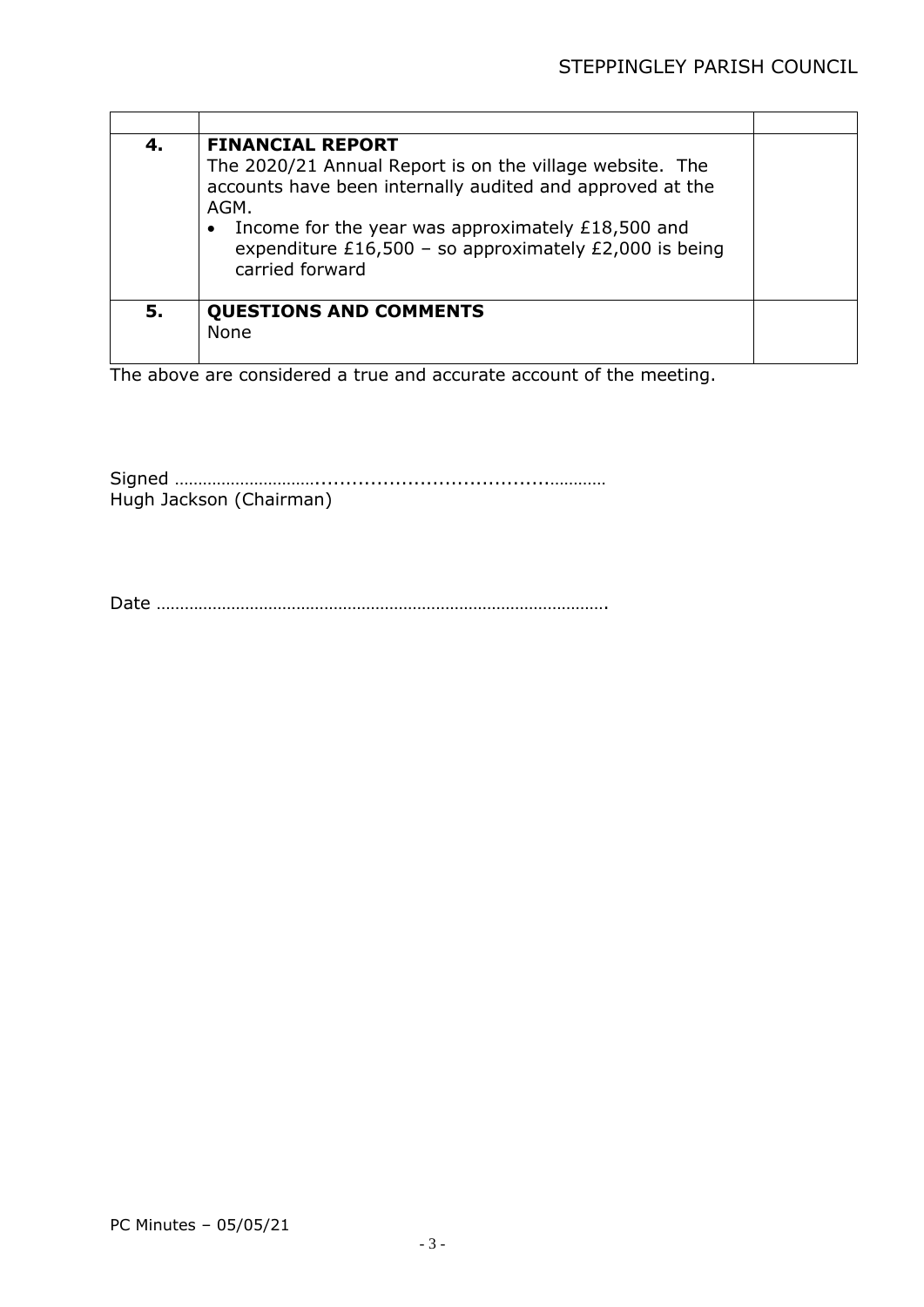| | | |
|---|---|---|
| | | |
| **4.** | **FINANCIAL REPORT**<br>The 2020/21 Annual Report is on the village website. The accounts have been internally audited and approved at the AGM.<br>• Income for the year was approximately £18,500 and expenditure £16,500 – so approximately £2,000 is being carried forward | |
| **5.** | **QUESTIONS AND COMMENTS**<br>None | |

The above are considered a true and accurate account of the meeting.

Signed ……………………….........................................…………
Hugh Jackson (Chairman)

Date …………………………………………………………………………………….